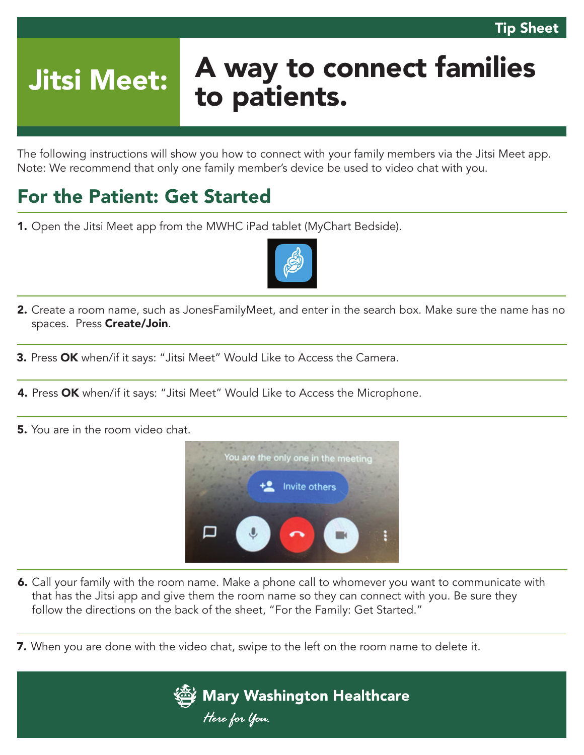Tip Sheet

# Jitsi Meet: A way to connect families to patients.

The following instructions will show you how to connect with your family members via the Jitsi Meet app. Note: We recommend that only one family member's device be used to video chat with you.

## For the Patient: Get Started

**1.** Open the Jitsi Meet app from the MWHC iPad tablet (MyChart Bedside).

**2.** Create a room name, such as JonesFamilyMeet, and enter in the search box. Make sure the name has no spaces. Press **Create/Join**.

**3.** Press **OK** when/if it says: "Jitsi Meet" Would Like to Access the Camera.

**4.** Press **OK** when/if it says: "Jitsi Meet" Would Like to Access the Microphone.

**5.** You are in the room video chat.

**6.** Call your family with the room name. Make a phone call to whomever you want to communicate with that has the Jitsi app and give them the room name so they can connect with you. Be sure they follow the directions on the back of the sheet, "For the Family: Get Started."

**7.** When you are done with the video chat, swipe to the left on the room name to delete it.

**Mary Washington Healthcare**

*Here for You.*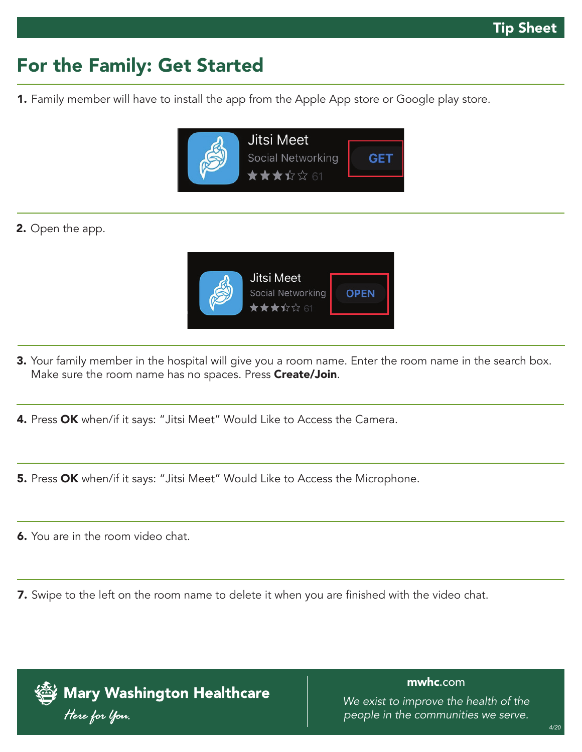Tip Sheet

# For the Family: Get Started

1. Family member will have to install the app from the Apple App store or Google play store.

Jitsi Meet
Social Networking
61
GET

2. Open the app.

Jitsi Meet
Social Networking
61
OPEN

3. Your family member in the hospital will give you a room name. Enter the room name in the search box. Make sure the room name has no spaces. Press **Create/Join**.

4. Press **OK** when/if it says: "Jitsi Meet" Would Like to Access the Camera.

5. Press **OK** when/if it says: "Jitsi Meet" Would Like to Access the Microphone.

6. You are in the room video chat.

7. Swipe to the left on the room name to delete it when you are finished with the video chat.

**Mary Washington Healthcare**
*Here for You.*

**mwhc**.com

*We exist to improve the health of the people in the communities we serve.*

4/20